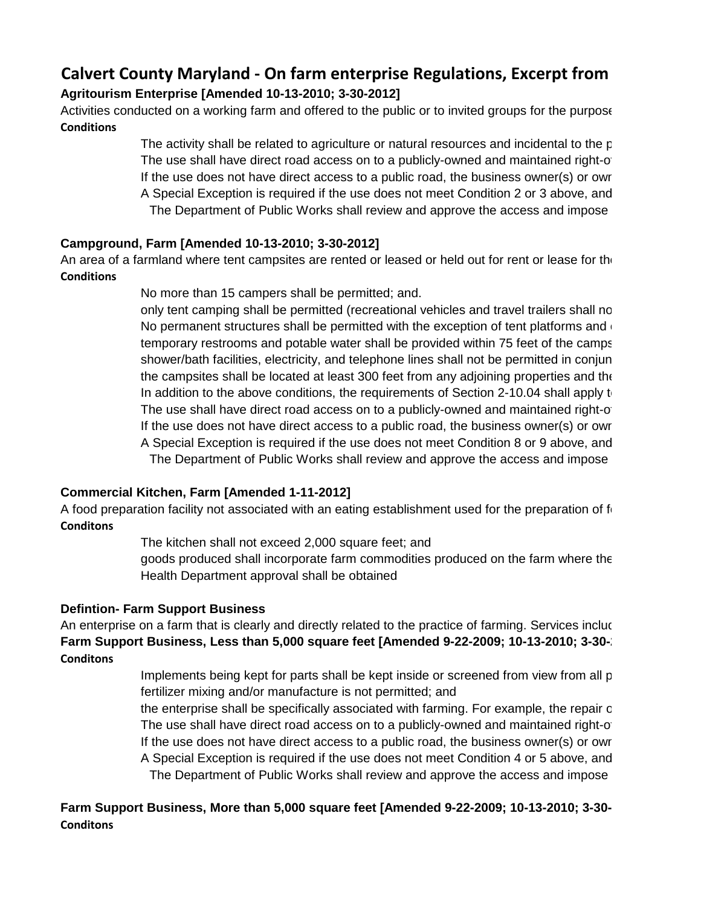# Calvert County Maryland - On farm enterprise Regulations, Excerpt from

**Agritourism Enterprise [Amended 10-13-2010; 3-30-2012]**

Activities conducted on a working farm and offered to the public or to invited groups for the purpose

**Conditions**

The activity shall be related to agriculture or natural resources and incidental to the p
The use shall have direct road access on to a publicly-owned and maintained right-o
If the use does not have direct access to a public road, the business owner(s) or owr
A Special Exception is required if the use does not meet Condition 2 or 3 above, and
The Department of Public Works shall review and approve the access and impose

**Campground, Farm [Amended 10-13-2010; 3-30-2012]**

An area of a farmland where tent campsites are rented or leased or held out for rent or lease for th

**Conditions**

No more than 15 campers shall be permitted; and.
only tent camping shall be permitted (recreational vehicles and travel trailers shall no
No permanent structures shall be permitted with the exception of tent platforms and
temporary restrooms and potable water shall be provided within 75 feet of the camps
shower/bath facilities, electricity, and telephone lines shall not be permitted in conjun
the campsites shall be located at least 300 feet from any adjoining properties and the
In addition to the above conditions, the requirements of Section 2-10.04 shall apply t
The use shall have direct road access on to a publicly-owned and maintained right-o
If the use does not have direct access to a public road, the business owner(s) or owr
A Special Exception is required if the use does not meet Condition 8 or 9 above, and
The Department of Public Works shall review and approve the access and impose

**Commercial Kitchen, Farm [Amended 1-11-2012]**

A food preparation facility not associated with an eating establishment used for the preparation of f

**Conditons**

The kitchen shall not exceed 2,000 square feet; and
goods produced shall incorporate farm commodities produced on the farm where the
Health Department approval shall be obtained

**Defintion- Farm Support Business**

An enterprise on a farm that is clearly and directly related to the practice of farming. Services incluc

**Farm Support Business, Less than 5,000 square feet [Amended 9-22-2009; 10-13-2010; 3-30-**

**Conditons**

Implements being kept for parts shall be kept inside or screened from view from all p
fertilizer mixing and/or manufacture is not permitted; and
the enterprise shall be specifically associated with farming. For example, the repair c
The use shall have direct road access on to a publicly-owned and maintained right-o
If the use does not have direct access to a public road, the business owner(s) or owr
A Special Exception is required if the use does not meet Condition 4 or 5 above, and
The Department of Public Works shall review and approve the access and impose

**Farm Support Business, More than 5,000 square feet [Amended 9-22-2009; 10-13-2010; 3-30-**

**Conditons**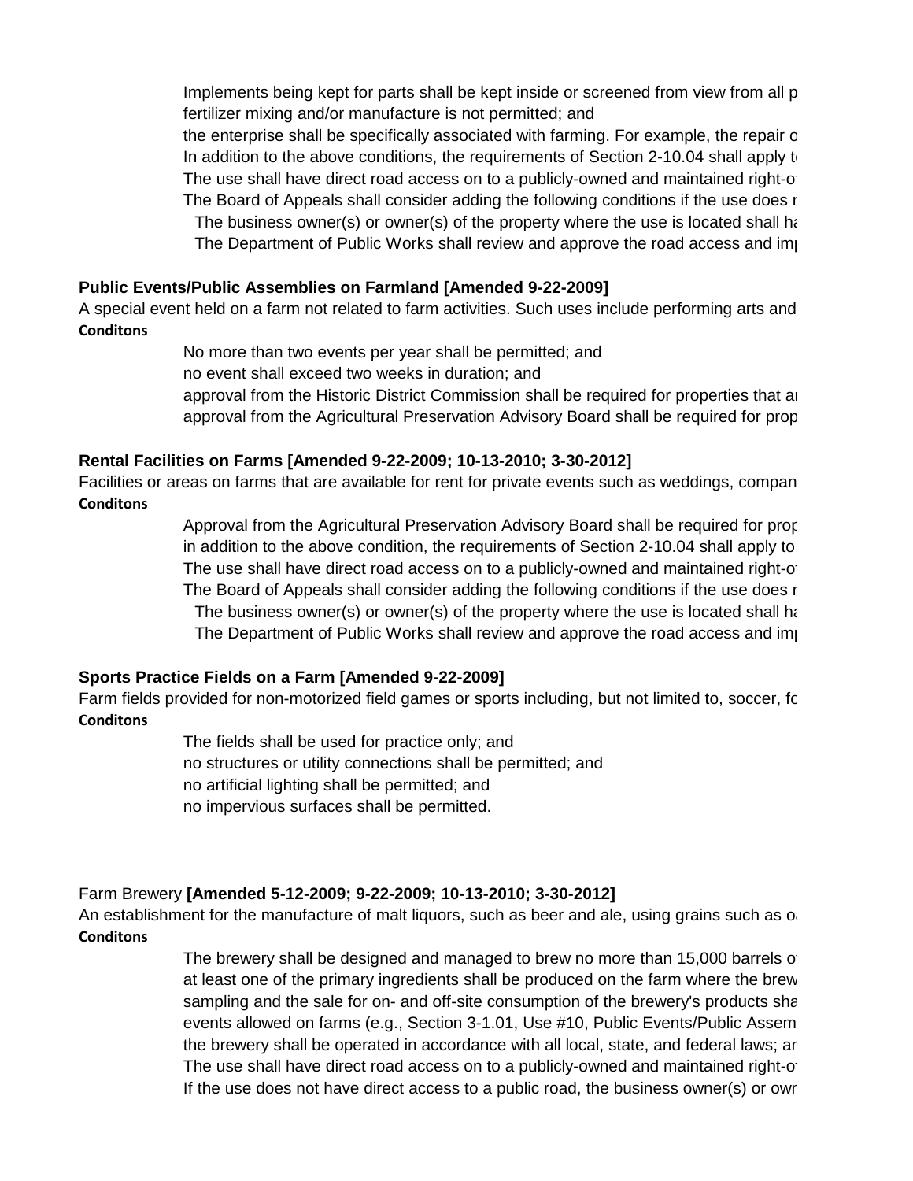Implements being kept for parts shall be kept inside or screened from view from all p
fertilizer mixing and/or manufacture is not permitted; and

the enterprise shall be specifically associated with farming. For example, the repair c

In addition to the above conditions, the requirements of Section 2-10.04 shall apply t

The use shall have direct road access on to a publicly-owned and maintained right-o

The Board of Appeals shall consider adding the following conditions if the use does r

The business owner(s) or owner(s) of the property where the use is located shall ha

The Department of Public Works shall review and approve the road access and im

**Public Events/Public Assemblies on Farmland [Amended 9-22-2009]**

A special event held on a farm not related to farm activities. Such uses include performing arts and

**Conditons**

No more than two events per year shall be permitted; and

no event shall exceed two weeks in duration; and

approval from the Historic District Commission shall be required for properties that a

approval from the Agricultural Preservation Advisory Board shall be required for prop

**Rental Facilities on Farms [Amended 9-22-2009; 10-13-2010; 3-30-2012]**

Facilities or areas on farms that are available for rent for private events such as weddings, compan

**Conditons**

Approval from the Agricultural Preservation Advisory Board shall be required for prop

in addition to the above condition, the requirements of Section 2-10.04 shall apply to

The use shall have direct road access on to a publicly-owned and maintained right-o

The Board of Appeals shall consider adding the following conditions if the use does r

The business owner(s) or owner(s) of the property where the use is located shall ha

The Department of Public Works shall review and approve the road access and im

**Sports Practice Fields on a Farm [Amended 9-22-2009]**

Farm fields provided for non-motorized field games or sports including, but not limited to, soccer, fo

**Conditons**

The fields shall be used for practice only; and

no structures or utility connections shall be permitted; and

no artificial lighting shall be permitted; and

no impervious surfaces shall be permitted.

Farm Brewery **[Amended 5-12-2009; 9-22-2009; 10-13-2010; 3-30-2012]**

An establishment for the manufacture of malt liquors, such as beer and ale, using grains such as o

**Conditons**

The brewery shall be designed and managed to brew no more than 15,000 barrels o

at least one of the primary ingredients shall be produced on the farm where the brew

sampling and the sale for on- and off-site consumption of the brewery's products sha

events allowed on farms (e.g., Section 3-1.01, Use #10, Public Events/Public Assem

the brewery shall be operated in accordance with all local, state, and federal laws; ar

The use shall have direct road access on to a publicly-owned and maintained right-o

If the use does not have direct access to a public road, the business owner(s) or own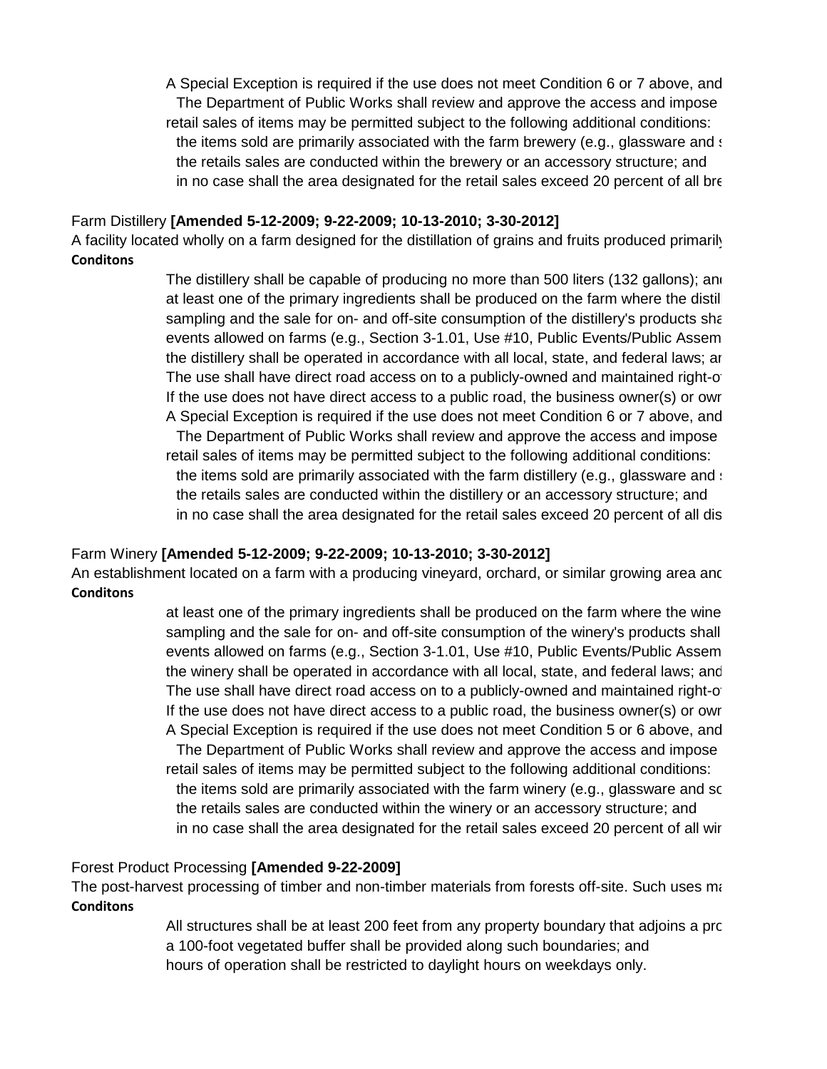A Special Exception is required if the use does not meet Condition 6 or 7 above, and

The Department of Public Works shall review and approve the access and impose

retail sales of items may be permitted subject to the following additional conditions:

the items sold are primarily associated with the farm brewery (e.g., glassware and s

the retails sales are conducted within the brewery or an accessory structure; and

in no case shall the area designated for the retail sales exceed 20 percent of all bre

Farm Distillery **[Amended 5-12-2009; 9-22-2009; 10-13-2010; 3-30-2012]**

A facility located wholly on a farm designed for the distillation of grains and fruits produced primarily

**Conditons**

The distillery shall be capable of producing no more than 500 liters (132 gallons); and

at least one of the primary ingredients shall be produced on the farm where the distil

sampling and the sale for on- and off-site consumption of the distillery's products sha

events allowed on farms (e.g., Section 3-1.01, Use #10, Public Events/Public Assem

the distillery shall be operated in accordance with all local, state, and federal laws; ar

The use shall have direct road access on to a publicly-owned and maintained right-o

If the use does not have direct access to a public road, the business owner(s) or own

A Special Exception is required if the use does not meet Condition 6 or 7 above, and

The Department of Public Works shall review and approve the access and impose

retail sales of items may be permitted subject to the following additional conditions:

the items sold are primarily associated with the farm distillery (e.g., glassware and s

the retails sales are conducted within the distillery or an accessory structure; and

in no case shall the area designated for the retail sales exceed 20 percent of all dis

Farm Winery **[Amended 5-12-2009; 9-22-2009; 10-13-2010; 3-30-2012]**

An establishment located on a farm with a producing vineyard, orchard, or similar growing area and

**Conditons**

at least one of the primary ingredients shall be produced on the farm where the wine

sampling and the sale for on- and off-site consumption of the winery's products shall

events allowed on farms (e.g., Section 3-1.01, Use #10, Public Events/Public Assem

the winery shall be operated in accordance with all local, state, and federal laws; and

The use shall have direct road access on to a publicly-owned and maintained right-o

If the use does not have direct access to a public road, the business owner(s) or own

A Special Exception is required if the use does not meet Condition 5 or 6 above, and

The Department of Public Works shall review and approve the access and impose

retail sales of items may be permitted subject to the following additional conditions:

the items sold are primarily associated with the farm winery (e.g., glassware and sc

the retails sales are conducted within the winery or an accessory structure; and

in no case shall the area designated for the retail sales exceed 20 percent of all wir

Forest Product Processing **[Amended 9-22-2009]**

The post-harvest processing of timber and non-timber materials from forests off-site. Such uses ma

**Conditons**

All structures shall be at least 200 feet from any property boundary that adjoins a pro

a 100-foot vegetated buffer shall be provided along such boundaries; and

hours of operation shall be restricted to daylight hours on weekdays only.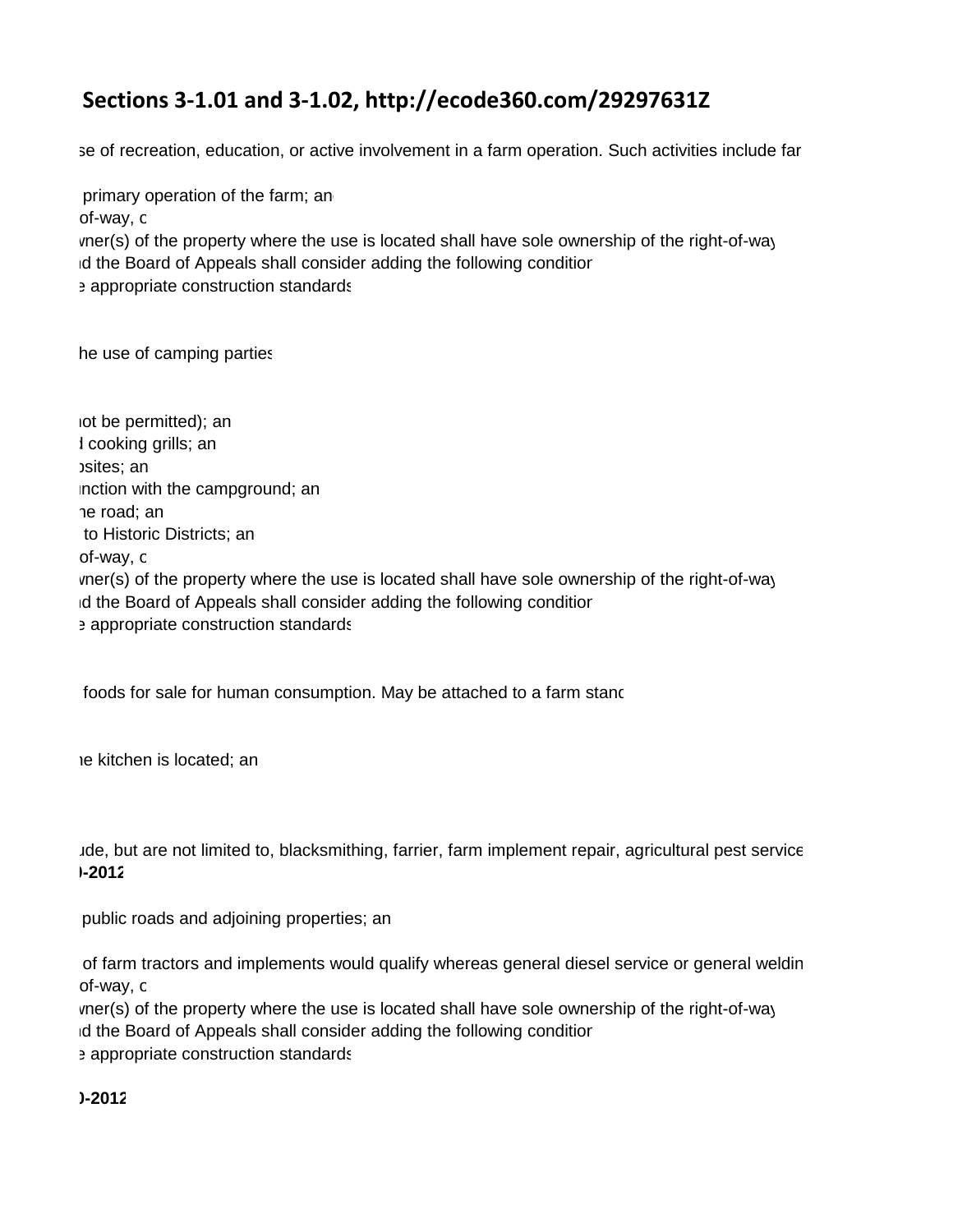## Sections 3-1.01 and 3-1.02, http://ecode360.com/29297631Z

se of recreation, education, or active involvement in a farm operation. Such activities include far

primary operation of the farm; an
of-way, c
wner(s) of the property where the use is located shall have sole ownership of the right-of-way
d the Board of Appeals shall consider adding the following condition
e appropriate construction standards

he use of camping parties

not be permitted); an
d cooking grills; an
osites; an
nction with the campground; an
ne road; an
to Historic Districts; an
of-way, c
wner(s) of the property where the use is located shall have sole ownership of the right-of-way
d the Board of Appeals shall consider adding the following condition
e appropriate construction standards

foods for sale for human consumption. May be attached to a farm stand

ne kitchen is located; an

ude, but are not limited to, blacksmithing, farrier, farm implement repair, agricultural pest service
**)-2012**

public roads and adjoining properties; an

of farm tractors and implements would qualify whereas general diesel service or general weldin
of-way, c
wner(s) of the property where the use is located shall have sole ownership of the right-of-way
d the Board of Appeals shall consider adding the following condition
e appropriate construction standards

**)-2012**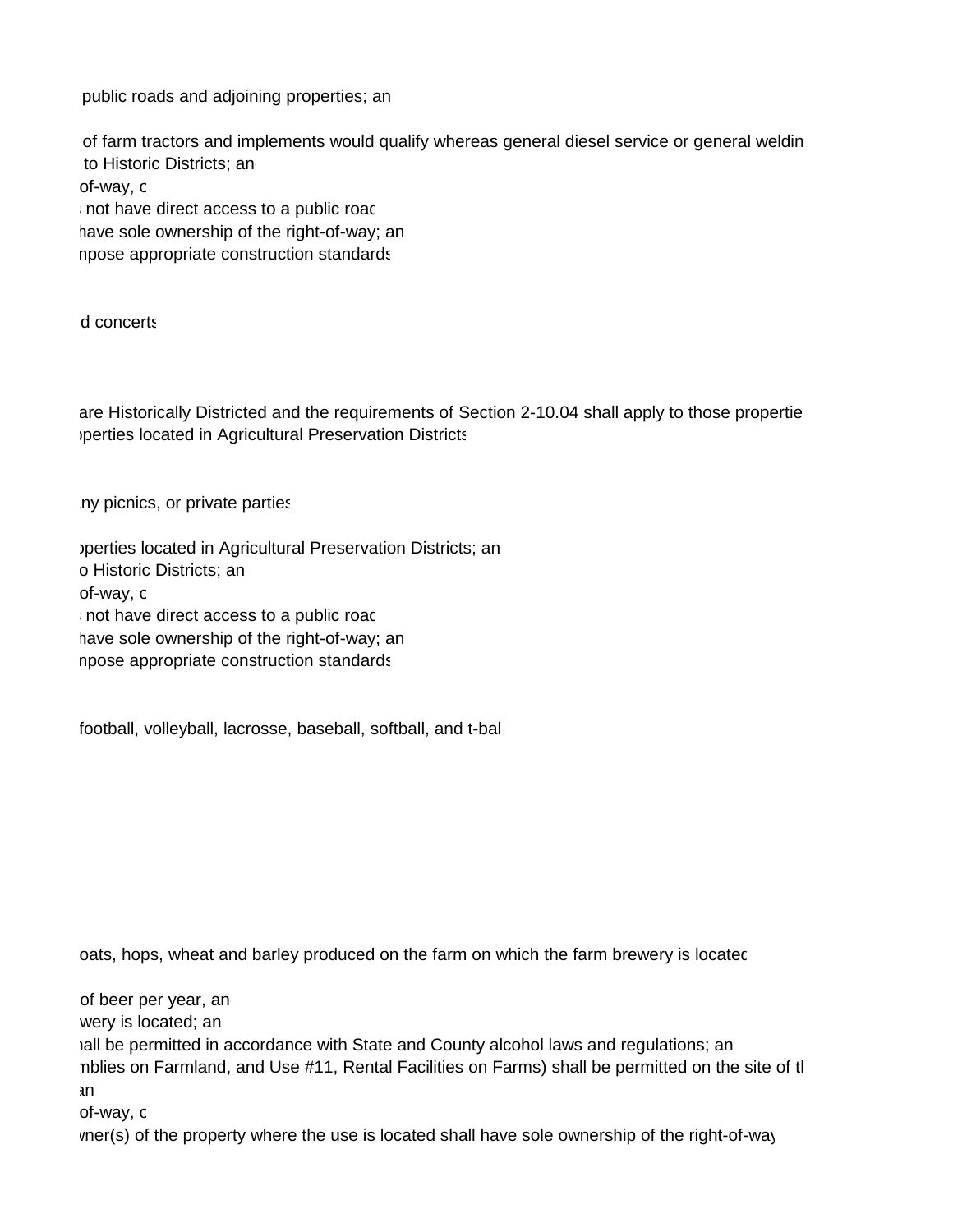public roads and adjoining properties; an

of farm tractors and implements would qualify whereas general diesel service or general weldin
to Historic Districts; an
of-way, c
not have direct access to a public roac
have sole ownership of the right-of-way; an
npose appropriate construction standards

d concerts

are Historically Districted and the requirements of Section 2-10.04 shall apply to those propertie
operties located in Agricultural Preservation Districts

ny picnics, or private parties

operties located in Agricultural Preservation Districts; an
o Historic Districts; an
of-way, c
not have direct access to a public roac
have sole ownership of the right-of-way; an
npose appropriate construction standards

football, volleyball, lacrosse, baseball, softball, and t-bal

oats, hops, wheat and barley produced on the farm on which the farm brewery is locatec

of beer per year, an
wery is located; an
hall be permitted in accordance with State and County alcohol laws and regulations; an
nblies on Farmland, and Use #11, Rental Facilities on Farms) shall be permitted on the site of tl
an
of-way, c
wner(s) of the property where the use is located shall have sole ownership of the right-of-way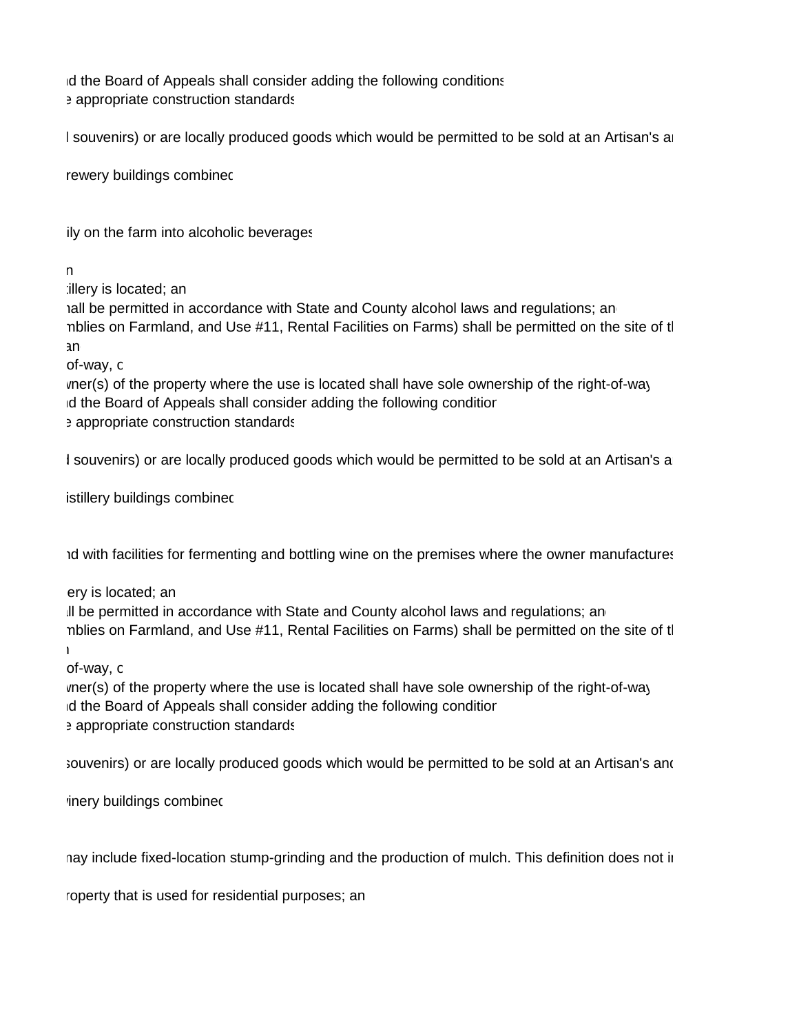ıd the Board of Appeals shall consider adding the following conditions
ɘ appropriate construction standards

l souvenirs) or are locally produced goods which would be permitted to be sold at an Artisan's aı

rewery buildings combinec

ily on the farm into alcoholic beverages

ın
:illery is located; an
ıall be permitted in accordance with State and County alcohol laws and regulations; an
nblies on Farmland, and Use #11, Rental Facilities on Farms) shall be permitted on the site of tl
an
of-way, c
vner(s) of the property where the use is located shall have sole ownership of the right-of-way
ıd the Board of Appeals shall consider adding the following condition
ɘ appropriate construction standards

l souvenirs) or are locally produced goods which would be permitted to be sold at an Artisan's a

istillery buildings combinec

ıd with facilities for fermenting and bottling wine on the premises where the owner manufactures

ery is located; an
ıll be permitted in accordance with State and County alcohol laws and regulations; an
nblies on Farmland, and Use #11, Rental Facilities on Farms) shall be permitted on the site of tl
ı
of-way, c
vner(s) of the property where the use is located shall have sole ownership of the right-of-way
ıd the Board of Appeals shall consider adding the following condition
ɘ appropriate construction standards

souvenirs) or are locally produced goods which would be permitted to be sold at an Artisan's anc

inery buildings combinec

nay include fixed-location stump-grinding and the production of mulch. This definition does not iı

roperty that is used for residential purposes; an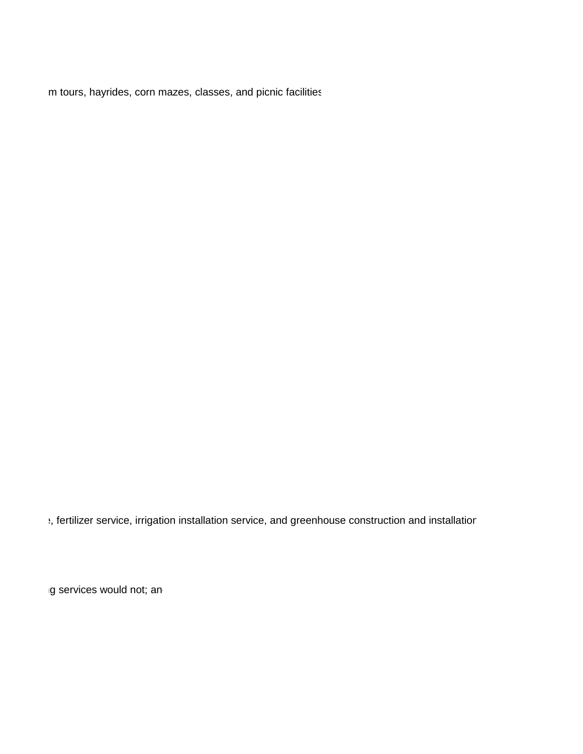m tours, hayrides, corn mazes, classes, and picnic facilities

e, fertilizer service, irrigation installation service, and greenhouse construction and installation

g services would not; and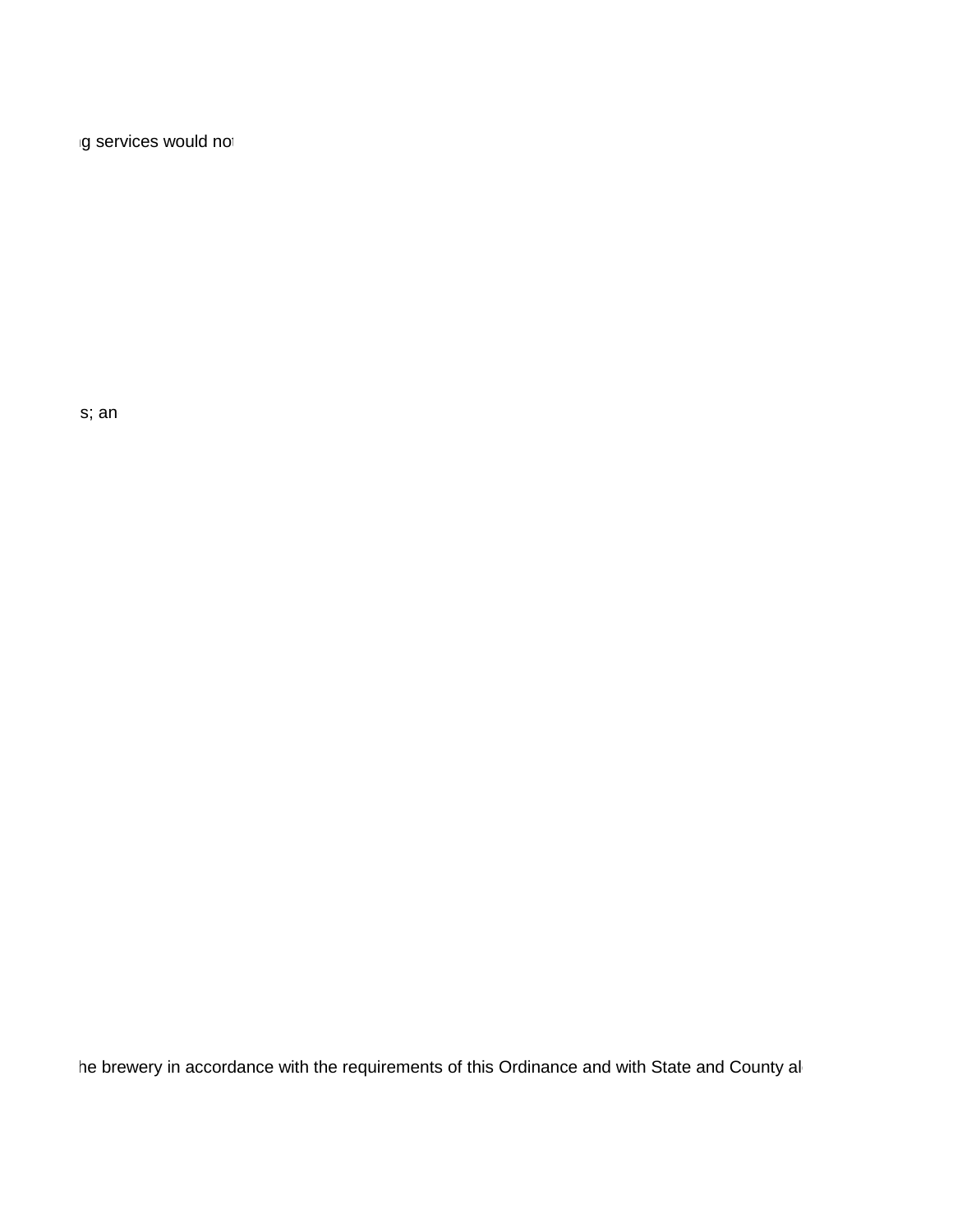g services would not

s; an

he brewery in accordance with the requirements of this Ordinance and with State and County al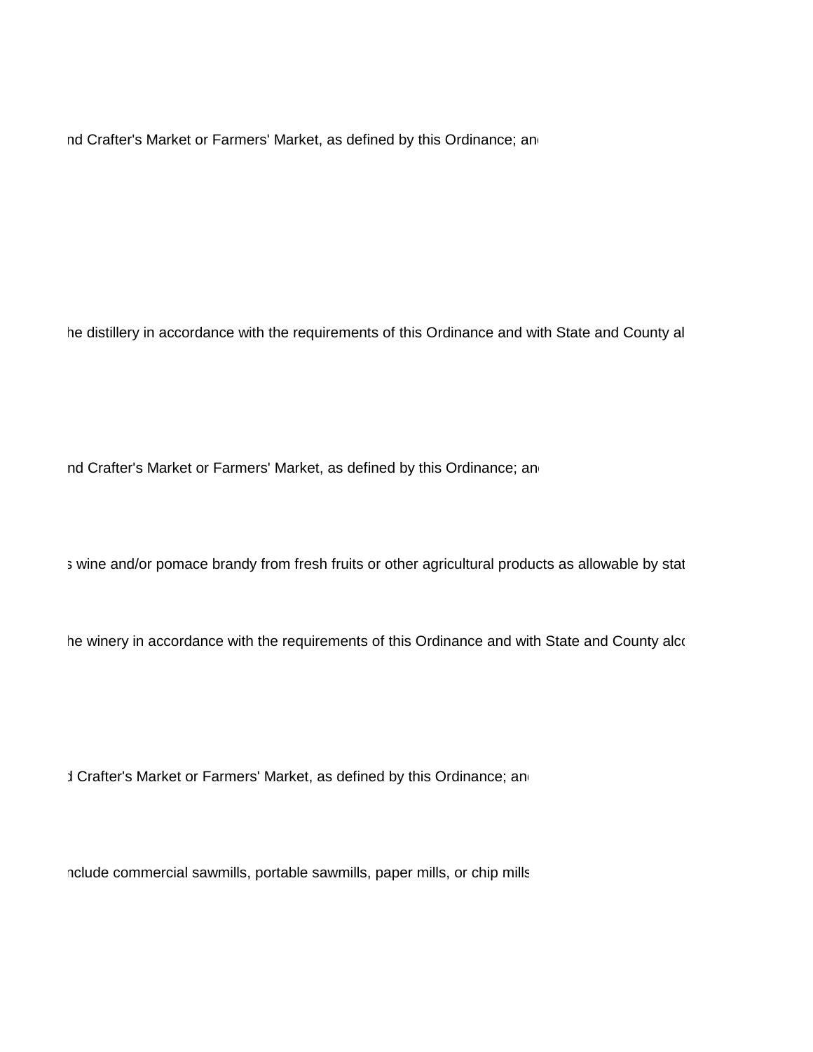nd Crafter's Market or Farmers' Market, as defined by this Ordinance; and

he distillery in accordance with the requirements of this Ordinance and with State and County al

nd Crafter's Market or Farmers' Market, as defined by this Ordinance; and

s wine and/or pomace brandy from fresh fruits or other agricultural products as allowable by stat

he winery in accordance with the requirements of this Ordinance and with State and County alco

d Crafter's Market or Farmers' Market, as defined by this Ordinance; and

nclude commercial sawmills, portable sawmills, paper mills, or chip mills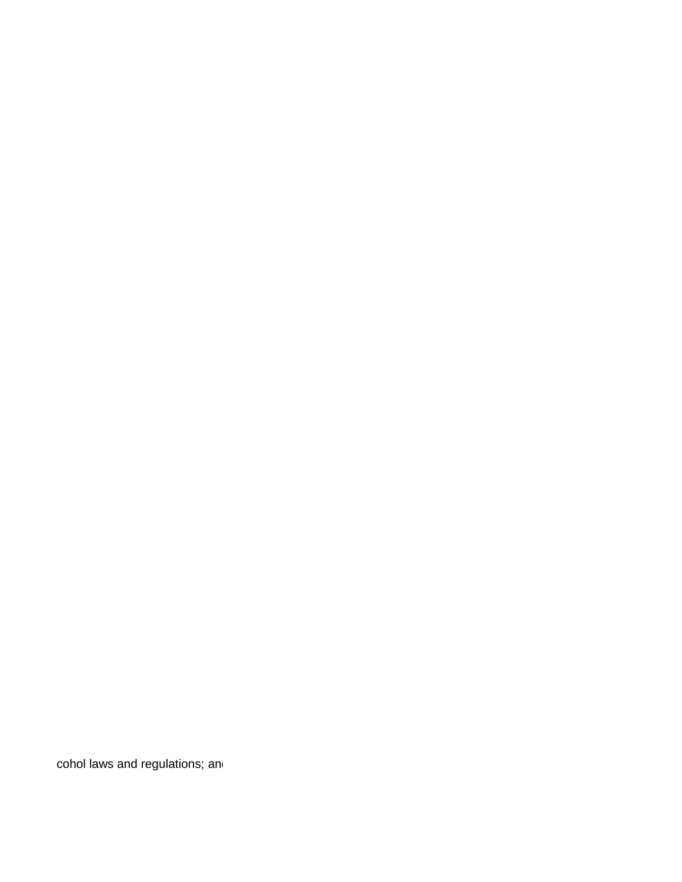cohol laws and regulations; an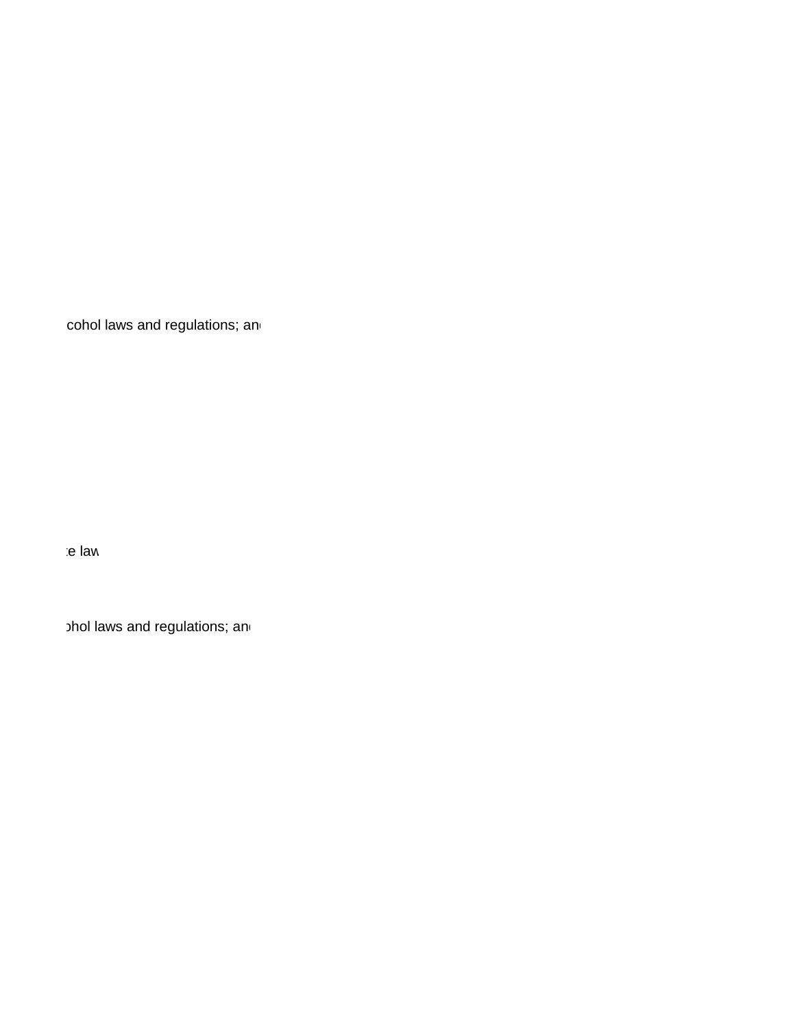cohol laws and regulations; and

te law

ohol laws and regulations; and